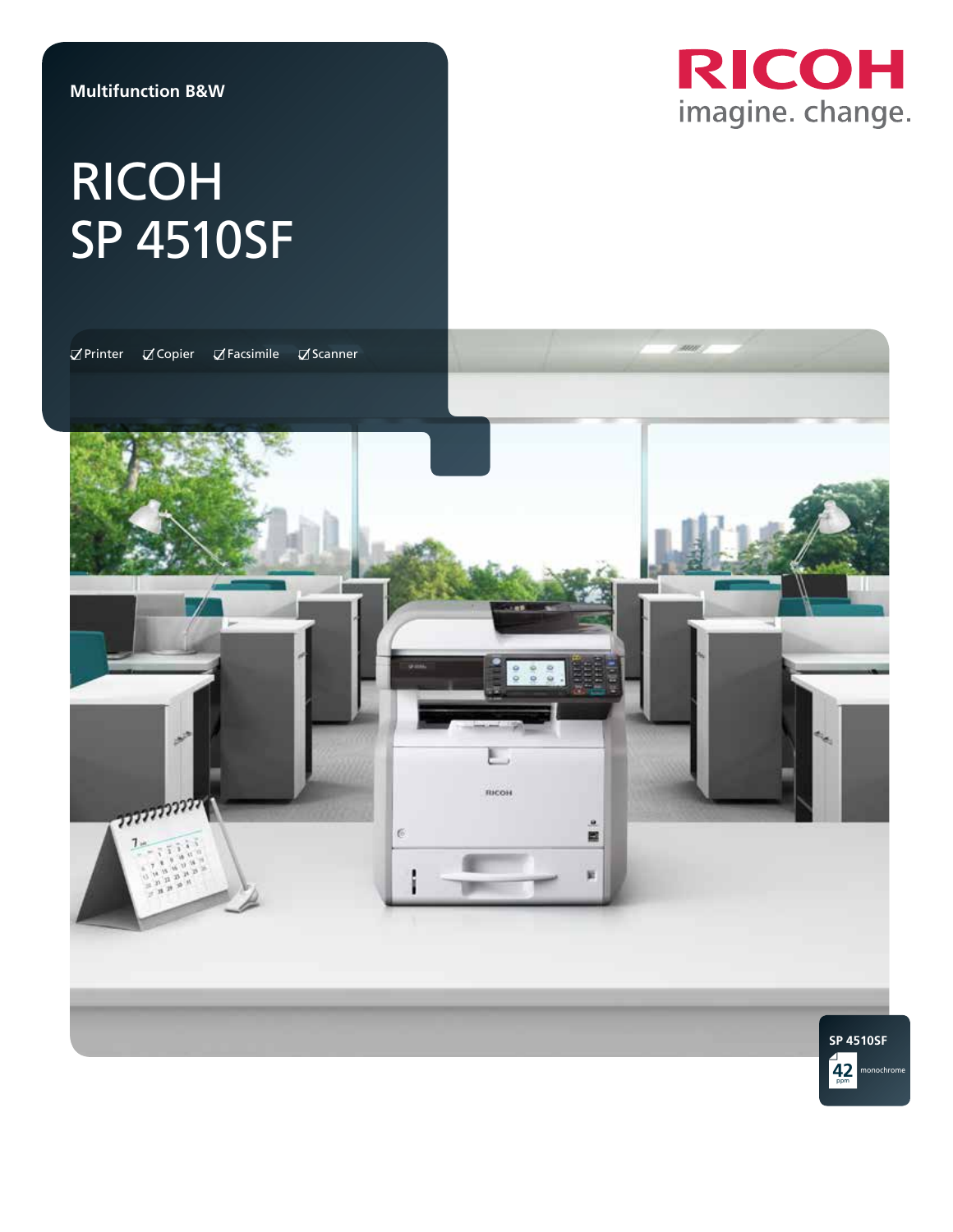Multifunction B&W

# RICOH SP 4510SF

RICOH

imagine. change.

☑ Printer ☑ Copier ☑ Facsimile ☑ Scanner

SP 4510SF

42 ppm monochrome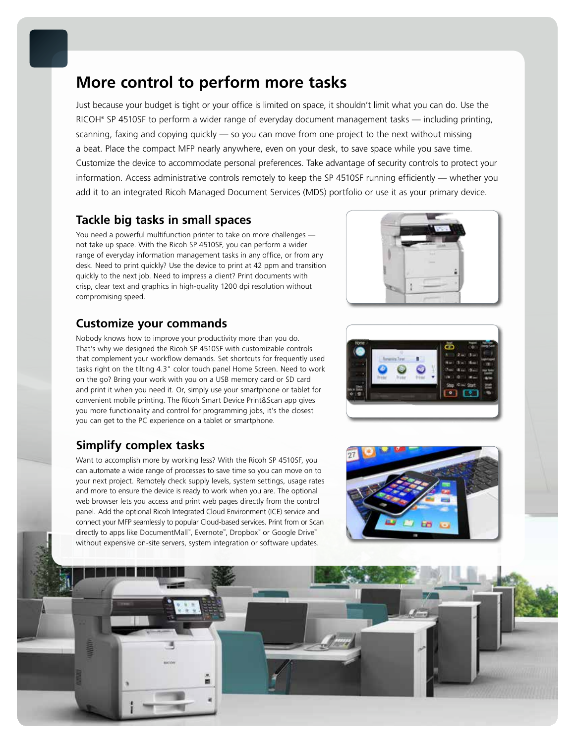# More control to perform more tasks

Just because your budget is tight or your office is limited on space, it shouldn't limit what you can do. Use the RICOH® SP 4510SF to perform a wider range of everyday document management tasks — including printing, scanning, faxing and copying quickly — so you can move from one project to the next without missing a beat. Place the compact MFP nearly anywhere, even on your desk, to save space while you save time. Customize the device to accommodate personal preferences. Take advantage of security controls to protect your information. Access administrative controls remotely to keep the SP 4510SF running efficiently — whether you add it to an integrated Ricoh Managed Document Services (MDS) portfolio or use it as your primary device.

## Tackle big tasks in small spaces

You need a powerful multifunction printer to take on more challenges — not take up space. With the Ricoh SP 4510SF, you can perform a wider range of everyday information management tasks in any office, or from any desk. Need to print quickly? Use the device to print at 42 ppm and transition quickly to the next job. Need to impress a client? Print documents with crisp, clear text and graphics in high-quality 1200 dpi resolution without compromising speed.

## Customize your commands

Nobody knows how to improve your productivity more than you do. That's why we designed the Ricoh SP 4510SF with customizable controls that complement your workflow demands. Set shortcuts for frequently used tasks right on the tilting 4.3" color touch panel Home Screen. Need to work on the go? Bring your work with you on a USB memory card or SD card and print it when you need it. Or, simply use your smartphone or tablet for convenient mobile printing. The Ricoh Smart Device Print&Scan app gives you more functionality and control for programming jobs, it's the closest you can get to the PC experience on a tablet or smartphone.

## Simplify complex tasks

Want to accomplish more by working less? With the Ricoh SP 4510SF, you can automate a wide range of processes to save time so you can move on to your next project. Remotely check supply levels, system settings, usage rates and more to ensure the device is ready to work when you are. The optional web browser lets you access and print web pages directly from the control panel. Add the optional Ricoh Integrated Cloud Environment (ICE) service and connect your MFP seamlessly to popular Cloud-based services. Print from or Scan directly to apps like DocumentMall™, Evernote™, Dropbox™ or Google Drive™ without expensive on-site servers, system integration or software updates.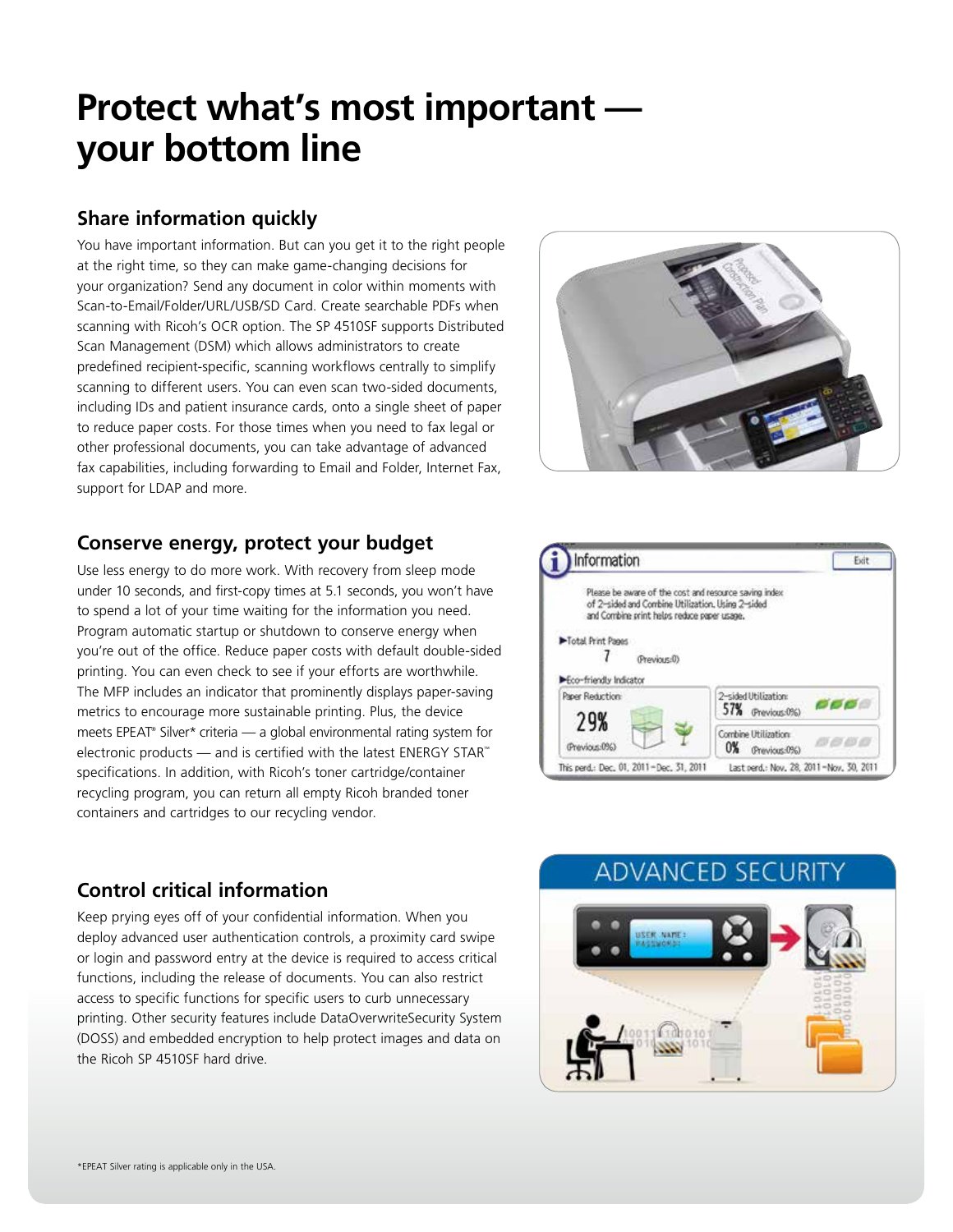# Protect what's most important — your bottom line

## Share information quickly

You have important information. But can you get it to the right people at the right time, so they can make game-changing decisions for your organization? Send any document in color within moments with Scan-to-Email/Folder/URL/USB/SD Card. Create searchable PDFs when scanning with Ricoh's OCR option. The SP 4510SF supports Distributed Scan Management (DSM) which allows administrators to create predefined recipient-specific, scanning workflows centrally to simplify scanning to different users. You can even scan two-sided documents, including IDs and patient insurance cards, onto a single sheet of paper to reduce paper costs. For those times when you need to fax legal or other professional documents, you can take advantage of advanced fax capabilities, including forwarding to Email and Folder, Internet Fax, support for LDAP and more.

## Conserve energy, protect your budget

Use less energy to do more work. With recovery from sleep mode under 10 seconds, and first-copy times at 5.1 seconds, you won't have to spend a lot of your time waiting for the information you need. Program automatic startup or shutdown to conserve energy when you're out of the office. Reduce paper costs with default double-sided printing. You can even check to see if your efforts are worthwhile. The MFP includes an indicator that prominently displays paper-saving metrics to encourage more sustainable printing. Plus, the device meets EPEAT® Silver* criteria — a global environmental rating system for electronic products — and is certified with the latest ENERGY STAR™ specifications. In addition, with Ricoh's toner cartridge/container recycling program, you can return all empty Ricoh branded toner containers and cartridges to our recycling vendor.

## Control critical information

Keep prying eyes off of your confidential information. When you deploy advanced user authentication controls, a proximity card swipe or login and password entry at the device is required to access critical functions, including the release of documents. You can also restrict access to specific functions for specific users to curb unnecessary printing. Other security features include DataOverwriteSecurity System (DOSS) and embedded encryption to help protect images and data on the Ricoh SP 4510SF hard drive.

*EPEAT Silver rating is applicable only in the USA.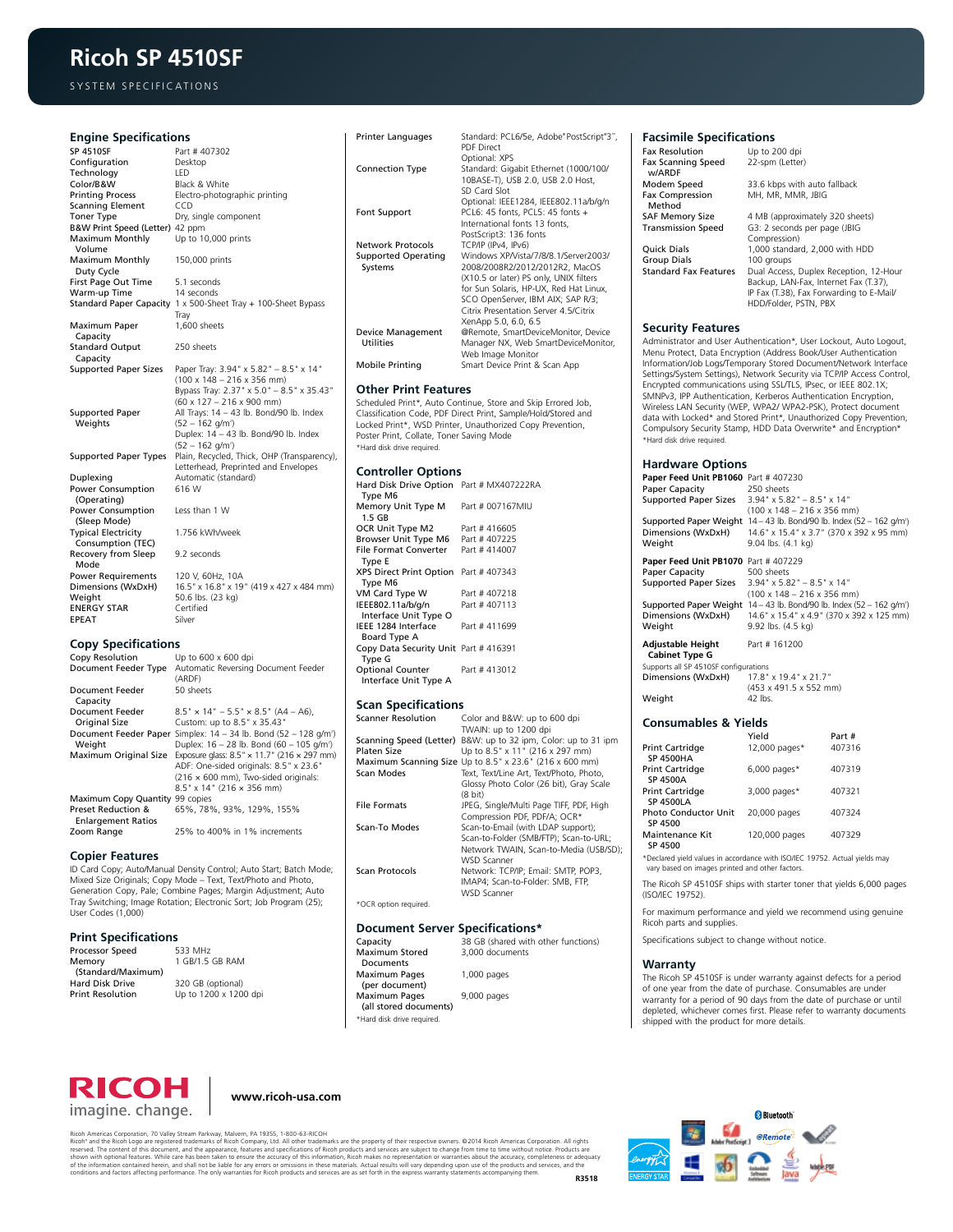# Ricoh SP 4510SF

SYSTEM SPECIFICATIONS

## Engine Specifications

| | |
|---|---|
| SP 4510SF | Part # 407302 |
| Configuration | Desktop |
| Technology | LED |
| Color/B&W | Black & White |
| Printing Process | Electro-photographic printing |
| Scanning Element | CCD |
| Toner Type | Dry, single component |
| B&W Print Speed (Letter) | 42 ppm |
| Maximum Monthly Volume | Up to 10,000 prints |
| Maximum Monthly Duty Cycle | 150,000 prints |
| First Page Out Time | 5.1 seconds |
| Warm-up Time | 14 seconds |
| Standard Paper Capacity | 1 x 500-Sheet Tray + 100-Sheet Bypass Tray |
| Maximum Paper Capacity | 1,600 sheets |
| Standard Output Capacity | 250 sheets |
| Supported Paper Sizes | Paper Tray: 3.94" x 5.82" – 8.5" x 14" (100 x 148 – 216 x 356 mm) Bypass Tray: 2.37" x 5.0" – 8.5" x 35.43" (60 x 127 – 216 x 900 mm) |
| Supported Paper Weights | All Trays: 14 – 43 lb. Bond/90 lb. Index (52 – 162 g/m²) Duplex: 14 – 43 lb. Bond/90 lb. Index (52 – 162 g/m²) |
| Supported Paper Types | Plain, Recycled, Thick, OHP (Transparency), Letterhead, Preprinted and Envelopes |
| Duplexing | Automatic (standard) |
| Power Consumption (Operating) | 616 W |
| Power Consumption (Sleep Mode) | Less than 1 W |
| Typical Electricity Consumption (TEC) | 1.756 kWh/week |
| Recovery from Sleep Mode | 9.2 seconds |
| Power Requirements | 120 V, 60Hz, 10A |
| Dimensions (WxDxH) | 16.5" x 16.8" x 19" (419 x 427 x 484 mm) |
| Weight | 50.6 lbs. (23 kg) |
| ENERGY STAR | Certified |
| EPEAT | Silver |

## Copy Specifications

| | |
|---|---|
| Copy Resolution | Up to 600 x 600 dpi |
| Document Feeder Type | Automatic Reversing Document Feeder (ARDF) |
| Document Feeder Capacity | 50 sheets |
| Document Feeder Original Size | 8.5" x 14" – 5.5" x 8.5" (A4 – A6), Custom: up to 8.5" x 35.43" |
| Document Feeder Paper Weight | Simplex: 14 – 34 lb. Bond (52 – 128 g/m²) Duplex: 16 – 28 lb. Bond (60 – 105 g/m²) |
| Maximum Original Size | Exposure glass: 8.5" x 11.7" (216 x 297 mm) ADF: One-sided originals: 8.5" x 23.6" (216 x 600 mm), Two-sided originals: 8.5" x 14" (216 x 356 mm) |
| Maximum Copy Quantity | 99 copies |
| Preset Reduction & Enlargement Ratios | 65%, 78%, 93%, 129%, 155% |
| Zoom Range | 25% to 400% in 1% increments |

## Copier Features

ID Card Copy; Auto/Manual Density Control; Auto Start; Batch Mode; Mixed Size Originals; Copy Mode – Text, Text/Photo and Photo, Generation Copy, Pale; Combine Pages; Margin Adjustment; Auto Tray Switching; Image Rotation; Electronic Sort; Job Program (25); User Codes (1,000)

## Print Specifications

| | |
|---|---|
| Processor Speed | 533 MHz |
| Memory (Standard/Maximum) | 1 GB/1.5 GB RAM |
| Hard Disk Drive | 320 GB (optional) |
| Print Resolution | Up to 1200 x 1200 dpi |
| Printer Languages | Standard: PCL6/5e, Adobe® PostScript®3™, PDF Direct Optional: XPS |
| Connection Type | Standard: Gigabit Ethernet (1000/100/10BASE-T), USB 2.0, USB 2.0 Host, SD Card Slot Optional: IEEE1284, IEEE802.11a/b/g/n |
| Font Support | PCL6: 45 fonts, PCL5: 45 fonts + International fonts 13 fonts, PostScript3: 136 fonts |
| Network Protocols | TCP/IP (IPv4, IPv6) |
| Supported Operating Systems | Windows XP/Vista/7/8/8.1/Server2003/2008/2008R2/2012/2012R2, MacOS (X10.5 or later) PS only, UNIX filters for Sun Solaris, HP-UX, Red Hat Linux, SCO OpenServer, IBM AIX; SAP R/3; Citrix Presentation Server 4.5/Citrix XenApp 5.0, 6.0, 6.5 |
| Device Management Utilities | @Remote, SmartDeviceMonitor, Device Manager NX, Web SmartDeviceMonitor, Web Image Monitor |
| Mobile Printing | Smart Device Print & Scan App |

## Other Print Features

Scheduled Print*, Auto Continue, Store and Skip Errored Job, Classification Code, PDF Direct Print, Sample/Hold/Stored and Locked Print*, WSD Printer, Unauthorized Copy Prevention, Poster Print, Collate, Toner Saving Mode

*Hard disk drive required.

## Controller Options

| | |
|---|---|
| Hard Disk Drive Option Type M6 | Part # MX407222RA |
| Memory Unit Type M 1.5 GB | Part # 007167MIU |
| OCR Unit Type M2 | Part # 416605 |
| Browser Unit Type M6 | Part # 407225 |
| File Format Converter Type E | Part # 414007 |
| XPS Direct Print Option Type M6 | Part # 407343 |
| VM Card Type W | Part # 407218 |
| IEEE802.11a/b/g/n Interface Unit Type O | Part # 407113 |
| IEEE 1284 Interface Board Type A | Part # 411699 |
| Copy Data Security Unit Type G | Part # 416391 |
| Optional Counter Interface Unit Type A | Part # 413012 |

## Scan Specifications

| | |
|---|---|
| Scanner Resolution | Color and B&W: up to 600 dpi TWAIN: up to 1200 dpi |
| Scanning Speed (Letter) | B&W: up to 32 ipm, Color: up to 31 ipm |
| Platen Size | Up to 8.5" x 11" (216 x 297 mm) |
| Maximum Scanning Size | Up to 8.5" x 23.6" (216 x 600 mm) |
| Scan Modes | Text, Text/Line Art, Text/Photo, Photo, Glossy Photo Color (26 bit), Gray Scale (8 bit) |
| File Formats | JPEG, Single/Multi Page TIFF, PDF, High Compression PDF, PDF/A; OCR* |
| Scan-To Modes | Scan-to-Email (with LDAP support); Scan-to-Folder (SMB/FTP); Scan-to-URL; Network TWAIN, Scan-to-Media (USB/SD); WSD Scanner |
| Scan Protocols | Network: TCP/IP; Email: SMTP, POP3, IMAP4; Scan-to-Folder: SMB, FTP, WSD Scanner |

*OCR option required.

## Document Server Specifications*

| | |
|---|---|
| Capacity | 38 GB (shared with other functions) |
| Maximum Stored Documents | 3,000 documents |
| Maximum Pages (per document) | 1,000 pages |
| Maximum Pages (all stored documents) | 9,000 pages |

*Hard disk drive required.

## Facsimile Specifications

| | |
|---|---|
| Fax Resolution | Up to 200 dpi |
| Fax Scanning Speed w/ARDF | 22-spm (Letter) |
| Modem Speed | 33.6 kbps with auto fallback |
| Fax Compression Method | MH, MR, MMR, JBIG |
| SAF Memory Size | 4 MB (approximately 320 sheets) |
| Transmission Speed | G3: 2 seconds per page (JBIG Compression) |
| Quick Dials | 1,000 standard, 2,000 with HDD |
| Group Dials | 100 groups |
| Standard Fax Features | Dual Access, Duplex Reception, 12-Hour Backup, LAN-Fax, Internet Fax (T.37), IP Fax (T.38), Fax Forwarding to E-Mail/HDD/Folder, PSTN, PBX |

## Security Features

Administrator and User Authentication*, User Lockout, Auto Logout, Menu Protect, Data Encryption (Address Book/User Authentication Information/Job Logs/Temporary Stored Document/Network Interface Settings/System Settings), Network Security via TCP/IP Access Control, Encrypted communications using SSL/TLS, IPsec, or IEEE 802.1X; SMNPv3, IPP Authentication, Kerberos Authentication Encryption, Wireless LAN Security (WEP, WPA2/ WPA2-PSK), Protect document data with Locked* and Stored Print*, Unauthorized Copy Prevention, Compulsory Security Stamp, HDD Data Overwrite* and Encryption*

*Hard disk drive required.

## Hardware Options

**Paper Feed Unit PB1060** Part # 407230

| | |
|---|---|
| Paper Capacity | 250 sheets |
| Supported Paper Sizes | 3.94" x 5.82" – 8.5" x 14" (100 x 148 – 216 x 356 mm) |
| Supported Paper Weight | 14 – 43 lb. Bond/90 lb. Index (52 – 162 g/m²) |
| Dimensions (WxDxH) | 14.6" x 15.4" x 3.7" (370 x 392 x 95 mm) |
| Weight | 9.04 lbs. (4.1 kg) |

**Paper Feed Unit PB1070** Part # 407229

| | |
|---|---|
| Paper Capacity | 500 sheets |
| Supported Paper Sizes | 3.94" x 5.82" – 8.5" x 14" (100 x 148 – 216 x 356 mm) |
| Supported Paper Weight | 14 – 43 lb. Bond/90 lb. Index (52 – 162 g/m²) |
| Dimensions (WxDxH) | 14.6" x 15.4" x 4.9" (370 x 392 x 125 mm) |
| Weight | 9.92 lbs. (4.5 kg) |

**Adjustable Height Cabinet Type G** Part # 161200

Supports all SP 4510SF configurations

| | |
|---|---|
| Dimensions (WxDxH) | 17.8" x 19.4" x 21.7" (453 x 491.5 x 552 mm) |
| Weight | 42 lbs. |

## Consumables & Yields

| | Yield | Part # |
|---|---|---|
| Print Cartridge SP 4500HA | 12,000 pages* | 407316 |
| Print Cartridge SP 4500A | 6,000 pages* | 407319 |
| Print Cartridge SP 4500LA | 3,000 pages* | 407321 |
| Photo Conductor Unit SP 4500 | 20,000 pages | 407324 |
| Maintenance Kit SP 4500 | 120,000 pages | 407329 |

*Declared yield values in accordance with ISO/IEC 19752. Actual yields may vary based on images printed and other factors.

The Ricoh SP 4510SF ships with starter toner that yields 6,000 pages (ISO/IEC 19752).

For maximum performance and yield we recommend using genuine Ricoh parts and supplies.

Specifications subject to change without notice.

## Warranty

The Ricoh SP 4510SF is under warranty against defects for a period of one year from the date of purchase. Consumables are under warranty for a period of 90 days from the date of purchase or until depleted, whichever comes first. Please refer to warranty documents shipped with the product for more details.

RICOH imagine. change.

www.ricoh-usa.com

Ricoh Americas Corporation, 70 Valley Stream Parkway, Malvern, PA 19355, 1-800-63-RICOH

Ricoh® and the Ricoh Logo are registered trademarks of Ricoh Company, Ltd. All other trademarks are the property of their respective owners. ©2014 Ricoh Americas Corporation. All rights reserved. The content of this document, and the appearance, features and specifications of Ricoh products and services are subject to change from time to time without notice. Products are shown with optional features. While care has been taken to ensure the accuracy of this information, Ricoh makes no representation or warranties about the accuracy, completeness or adequacy of the information contained herein, and shall not be liable for any errors or omissions in these materials. Actual results will vary depending upon use of the products and services, and the conditions and factors affecting performance. The only warranties for Ricoh products and services are as set forth in the express warranty statements accompanying them.

R3518